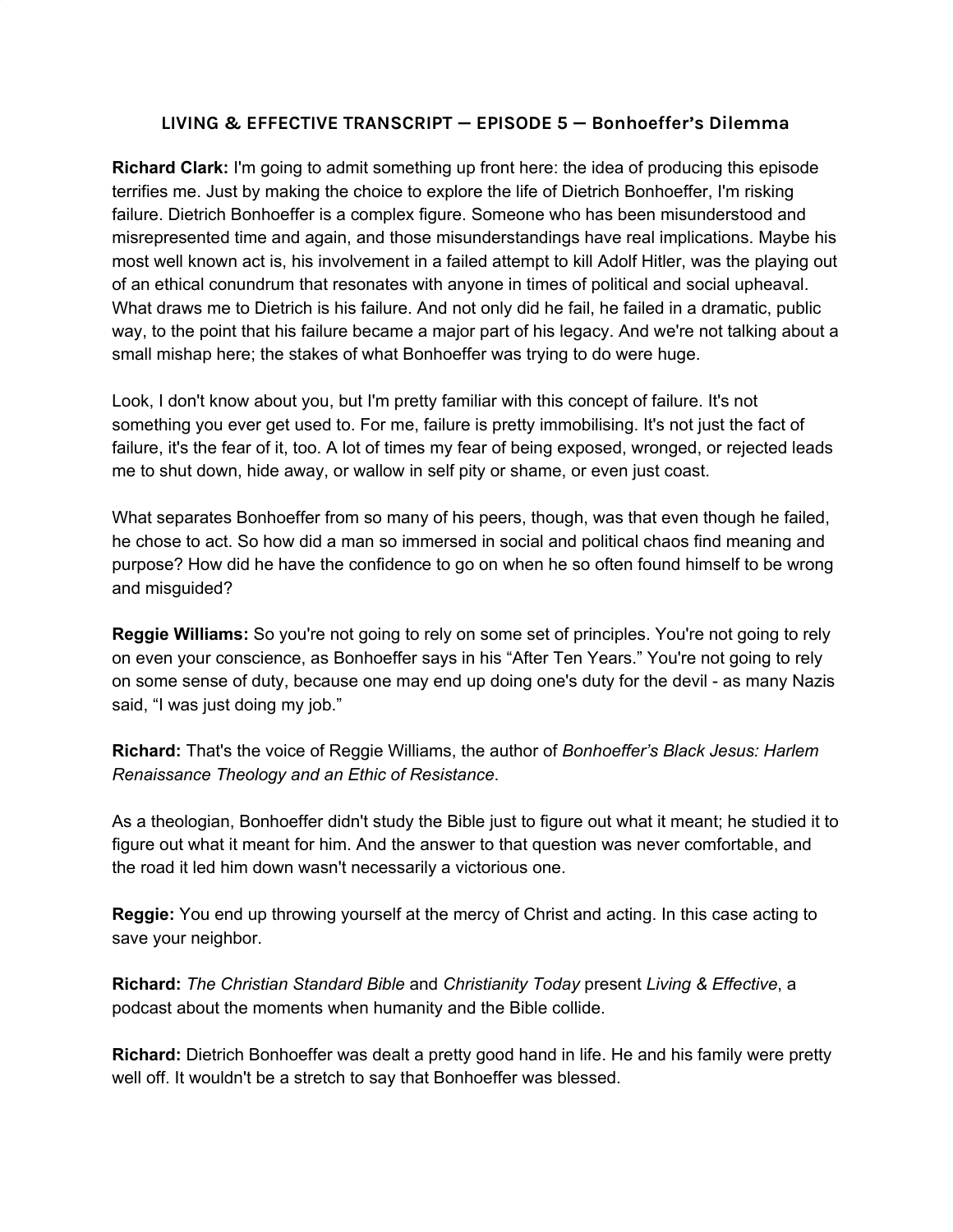**LIVING & EFFECTIVE TRANSCRIPT — EPISODE 5 — Bonhoeffer's Dilemma**

**Richard Clark:** I'm going to admit something up front here: the idea of producing this episode terrifies me. Just by making the choice to explore the life of Dietrich Bonhoeffer, I'm risking failure. Dietrich Bonhoeffer is a complex figure. Someone who has been misunderstood and misrepresented time and again, and those misunderstandings have real implications. Maybe his most well known act is, his involvement in a failed attempt to kill Adolf Hitler, was the playing out of an ethical conundrum that resonates with anyone in times of political and social upheaval. What draws me to Dietrich is his failure. And not only did he fail, he failed in a dramatic, public way, to the point that his failure became a major part of his legacy. And we're not talking about a small mishap here; the stakes of what Bonhoeffer was trying to do were huge.

Look, I don't know about you, but I'm pretty familiar with this concept of failure. It's not something you ever get used to. For me, failure is pretty immobilising. It's not just the fact of failure, it's the fear of it, too. A lot of times my fear of being exposed, wronged, or rejected leads me to shut down, hide away, or wallow in self pity or shame, or even just coast.

What separates Bonhoeffer from so many of his peers, though, was that even though he failed, he chose to act. So how did a man so immersed in social and political chaos find meaning and purpose? How did he have the confidence to go on when he so often found himself to be wrong and misguided?

**Reggie Williams:** So you're not going to rely on some set of principles. You're not going to rely on even your conscience, as Bonhoeffer says in his "After Ten Years." You're not going to rely on some sense of duty, because one may end up doing one's duty for the devil - as many Nazis said, "I was just doing my job."

**Richard:** That's the voice of Reggie Williams, the author of *Bonhoeffer's Black Jesus: Harlem Renaissance Theology and an Ethic of Resistance*.

As a theologian, Bonhoeffer didn't study the Bible just to figure out what it meant; he studied it to figure out what it meant for him. And the answer to that question was never comfortable, and the road it led him down wasn't necessarily a victorious one.

**Reggie:** You end up throwing yourself at the mercy of Christ and acting. In this case acting to save your neighbor.

**Richard:** *The Christian Standard Bible* and *Christianity Today* present *Living & Effective*, a podcast about the moments when humanity and the Bible collide.

**Richard:** Dietrich Bonhoeffer was dealt a pretty good hand in life. He and his family were pretty well off. It wouldn't be a stretch to say that Bonhoeffer was blessed.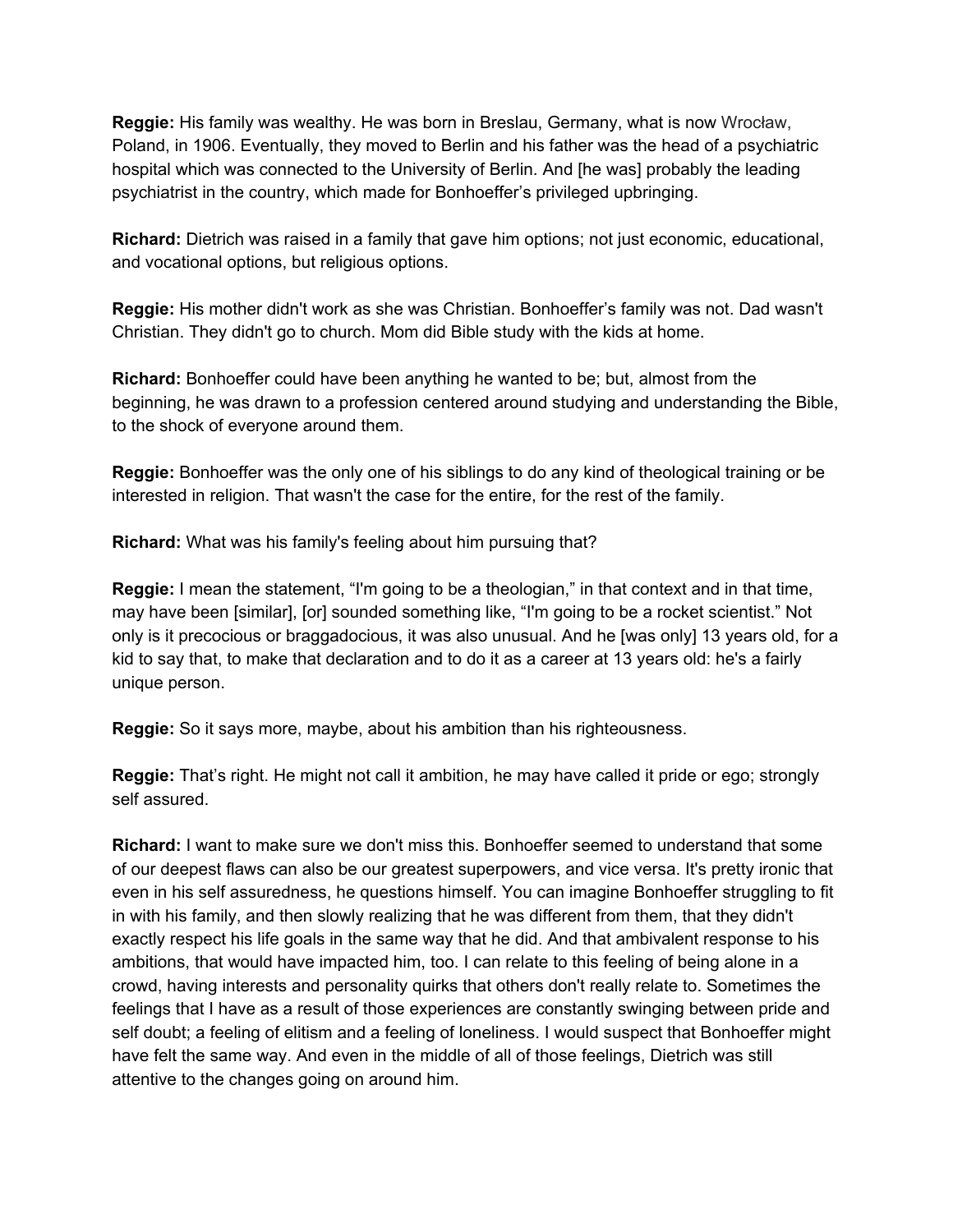**Reggie:** His family was wealthy. He was born in Breslau, Germany, what is now Wrocław, Poland, in 1906. Eventually, they moved to Berlin and his father was the head of a psychiatric hospital which was connected to the University of Berlin. And [he was] probably the leading psychiatrist in the country, which made for Bonhoeffer's privileged upbringing.

**Richard:** Dietrich was raised in a family that gave him options; not just economic, educational, and vocational options, but religious options.

**Reggie:** His mother didn't work as she was Christian. Bonhoeffer's family was not. Dad wasn't Christian. They didn't go to church. Mom did Bible study with the kids at home.

**Richard:** Bonhoeffer could have been anything he wanted to be; but, almost from the beginning, he was drawn to a profession centered around studying and understanding the Bible, to the shock of everyone around them.

**Reggie:** Bonhoeffer was the only one of his siblings to do any kind of theological training or be interested in religion. That wasn't the case for the entire, for the rest of the family.

**Richard:** What was his family's feeling about him pursuing that?

**Reggie:** I mean the statement, "I'm going to be a theologian," in that context and in that time, may have been [similar], [or] sounded something like, "I'm going to be a rocket scientist." Not only is it precocious or braggadocious, it was also unusual. And he [was only] 13 years old, for a kid to say that, to make that declaration and to do it as a career at 13 years old: he's a fairly unique person.

**Reggie:** So it says more, maybe, about his ambition than his righteousness.

**Reggie:** That's right. He might not call it ambition, he may have called it pride or ego; strongly self assured.

**Richard:** I want to make sure we don't miss this. Bonhoeffer seemed to understand that some of our deepest flaws can also be our greatest superpowers, and vice versa. It's pretty ironic that even in his self assuredness, he questions himself. You can imagine Bonhoeffer struggling to fit in with his family, and then slowly realizing that he was different from them, that they didn't exactly respect his life goals in the same way that he did. And that ambivalent response to his ambitions, that would have impacted him, too. I can relate to this feeling of being alone in a crowd, having interests and personality quirks that others don't really relate to. Sometimes the feelings that I have as a result of those experiences are constantly swinging between pride and self doubt; a feeling of elitism and a feeling of loneliness. I would suspect that Bonhoeffer might have felt the same way. And even in the middle of all of those feelings, Dietrich was still attentive to the changes going on around him.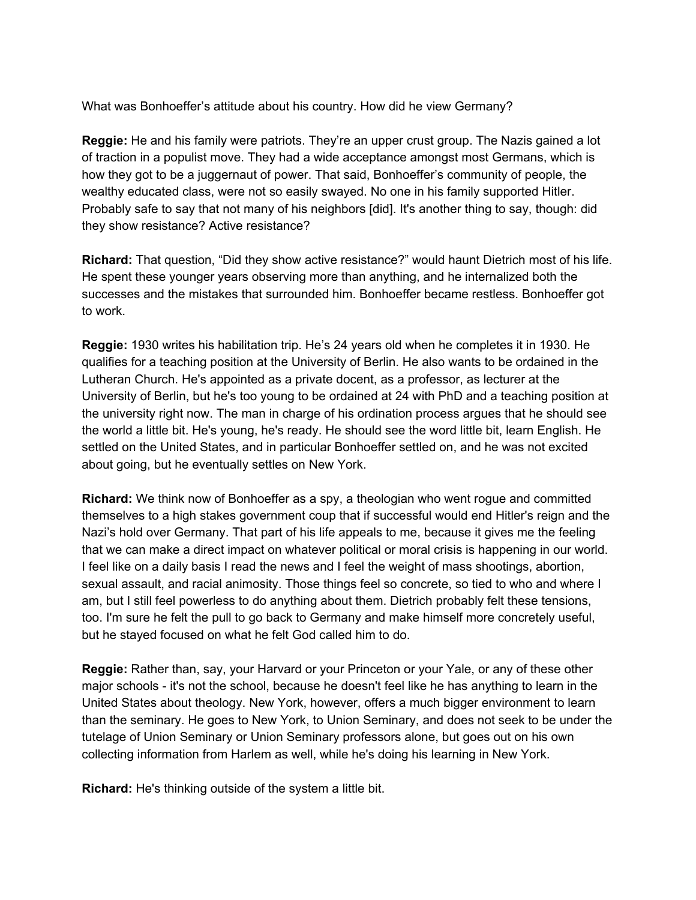What was Bonhoeffer's attitude about his country. How did he view Germany?

**Reggie:** He and his family were patriots. They're an upper crust group. The Nazis gained a lot of traction in a populist move. They had a wide acceptance amongst most Germans, which is how they got to be a juggernaut of power. That said, Bonhoeffer's community of people, the wealthy educated class, were not so easily swayed. No one in his family supported Hitler. Probably safe to say that not many of his neighbors [did]. It's another thing to say, though: did they show resistance? Active resistance?

**Richard:** That question, "Did they show active resistance?" would haunt Dietrich most of his life. He spent these younger years observing more than anything, and he internalized both the successes and the mistakes that surrounded him. Bonhoeffer became restless. Bonhoeffer got to work.

**Reggie:** 1930 writes his habilitation trip. He's 24 years old when he completes it in 1930. He qualifies for a teaching position at the University of Berlin. He also wants to be ordained in the Lutheran Church. He's appointed as a private docent, as a professor, as lecturer at the University of Berlin, but he's too young to be ordained at 24 with PhD and a teaching position at the university right now. The man in charge of his ordination process argues that he should see the world a little bit. He's young, he's ready. He should see the word little bit, learn English. He settled on the United States, and in particular Bonhoeffer settled on, and he was not excited about going, but he eventually settles on New York.

**Richard:** We think now of Bonhoeffer as a spy, a theologian who went rogue and committed themselves to a high stakes government coup that if successful would end Hitler's reign and the Nazi's hold over Germany. That part of his life appeals to me, because it gives me the feeling that we can make a direct impact on whatever political or moral crisis is happening in our world. I feel like on a daily basis I read the news and I feel the weight of mass shootings, abortion, sexual assault, and racial animosity. Those things feel so concrete, so tied to who and where I am, but I still feel powerless to do anything about them. Dietrich probably felt these tensions, too. I'm sure he felt the pull to go back to Germany and make himself more concretely useful, but he stayed focused on what he felt God called him to do.

**Reggie:** Rather than, say, your Harvard or your Princeton or your Yale, or any of these other major schools - it's not the school, because he doesn't feel like he has anything to learn in the United States about theology. New York, however, offers a much bigger environment to learn than the seminary. He goes to New York, to Union Seminary, and does not seek to be under the tutelage of Union Seminary or Union Seminary professors alone, but goes out on his own collecting information from Harlem as well, while he's doing his learning in New York.

**Richard:** He's thinking outside of the system a little bit.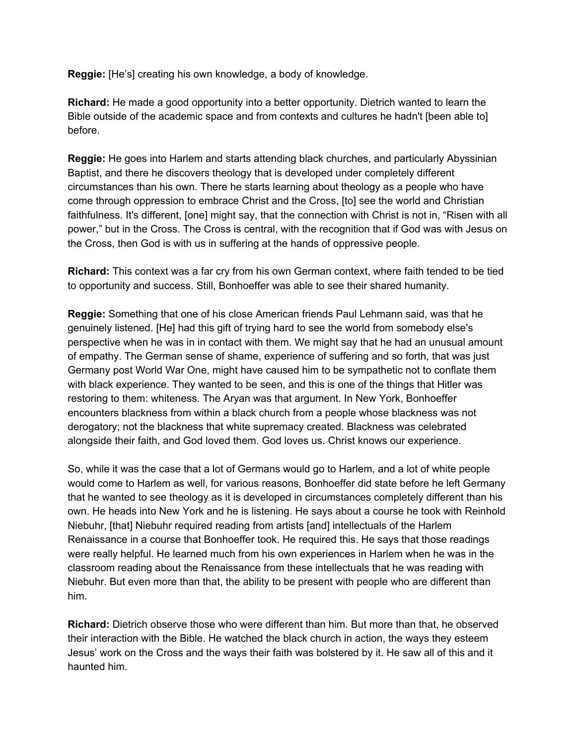**Reggie:** [He's] creating his own knowledge, a body of knowledge.

**Richard:** He made a good opportunity into a better opportunity. Dietrich wanted to learn the Bible outside of the academic space and from contexts and cultures he hadn't [been able to] before.

**Reggie:** He goes into Harlem and starts attending black churches, and particularly Abyssinian Baptist, and there he discovers theology that is developed under completely different circumstances than his own. There he starts learning about theology as a people who have come through oppression to embrace Christ and the Cross, [to] see the world and Christian faithfulness. It's different, [one] might say, that the connection with Christ is not in, "Risen with all power," but in the Cross. The Cross is central, with the recognition that if God was with Jesus on the Cross, then God is with us in suffering at the hands of oppressive people.

**Richard:** This context was a far cry from his own German context, where faith tended to be tied to opportunity and success. Still, Bonhoeffer was able to see their shared humanity.

**Reggie:** Something that one of his close American friends Paul Lehmann said, was that he genuinely listened. [He] had this gift of trying hard to see the world from somebody else's perspective when he was in in contact with them. We might say that he had an unusual amount of empathy. The German sense of shame, experience of suffering and so forth, that was just Germany post World War One, might have caused him to be sympathetic not to conflate them with black experience. They wanted to be seen, and this is one of the things that Hitler was restoring to them: whiteness. The Aryan was that argument. In New York, Bonhoeffer encounters blackness from within a black church from a people whose blackness was not derogatory; not the blackness that white supremacy created. Blackness was celebrated alongside their faith, and God loved them. God loves us. Christ knows our experience.

So, while it was the case that a lot of Germans would go to Harlem, and a lot of white people would come to Harlem as well, for various reasons, Bonhoeffer did state before he left Germany that he wanted to see theology as it is developed in circumstances completely different than his own. He heads into New York and he is listening. He says about a course he took with Reinhold Niebuhr, [that] Niebuhr required reading from artists [and] intellectuals of the Harlem Renaissance in a course that Bonhoeffer took. He required this. He says that those readings were really helpful. He learned much from his own experiences in Harlem when he was in the classroom reading about the Renaissance from these intellectuals that he was reading with Niebuhr. But even more than that, the ability to be present with people who are different than him.

**Richard:** Dietrich observe those who were different than him. But more than that, he observed their interaction with the Bible. He watched the black church in action, the ways they esteem Jesus' work on the Cross and the ways their faith was bolstered by it. He saw all of this and it haunted him.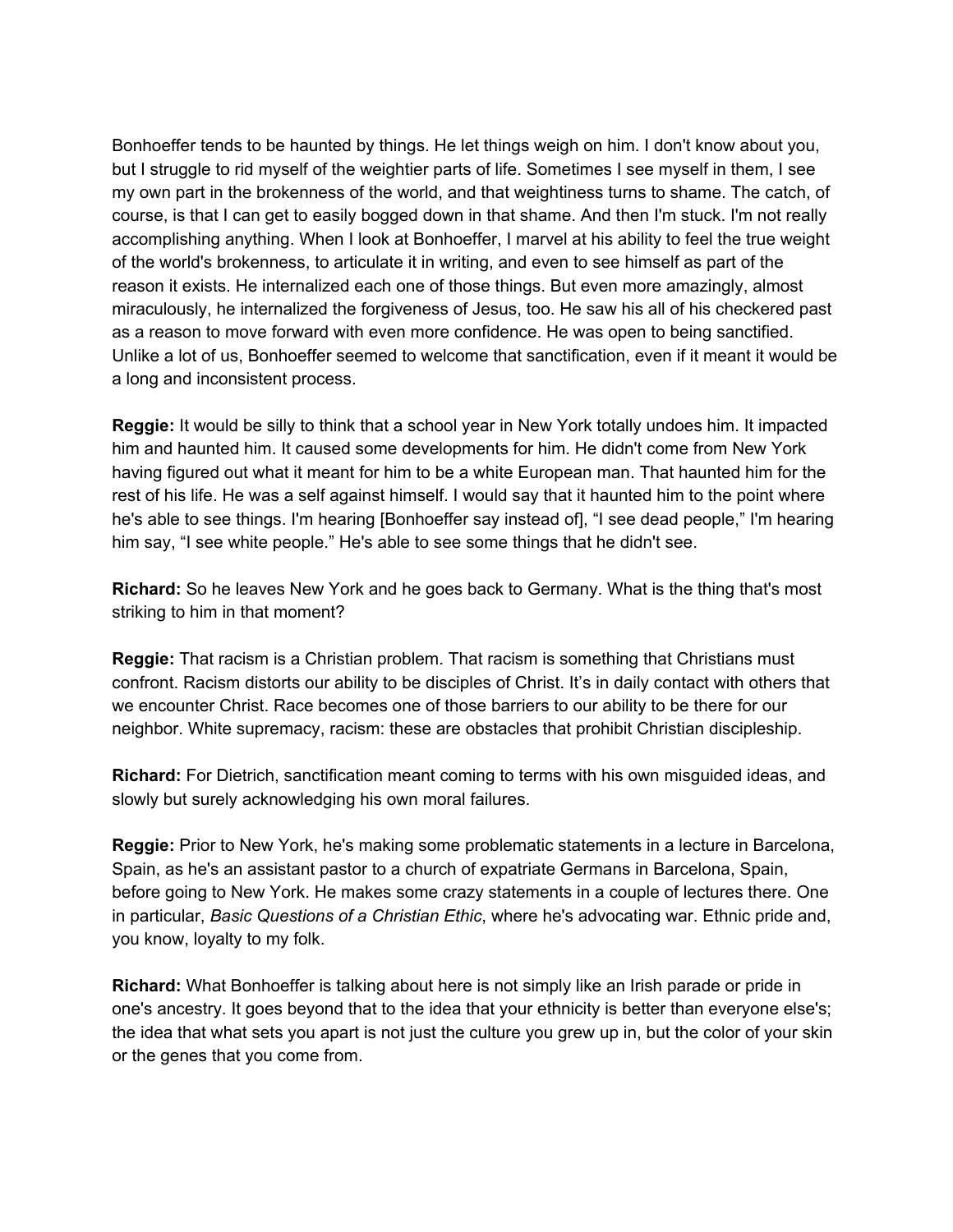Bonhoeffer tends to be haunted by things. He let things weigh on him. I don't know about you, but I struggle to rid myself of the weightier parts of life. Sometimes I see myself in them, I see my own part in the brokenness of the world, and that weightiness turns to shame. The catch, of course, is that I can get to easily bogged down in that shame. And then I'm stuck. I'm not really accomplishing anything. When I look at Bonhoeffer, I marvel at his ability to feel the true weight of the world's brokenness, to articulate it in writing, and even to see himself as part of the reason it exists. He internalized each one of those things. But even more amazingly, almost miraculously, he internalized the forgiveness of Jesus, too. He saw his all of his checkered past as a reason to move forward with even more confidence. He was open to being sanctified. Unlike a lot of us, Bonhoeffer seemed to welcome that sanctification, even if it meant it would be a long and inconsistent process.

**Reggie:** It would be silly to think that a school year in New York totally undoes him. It impacted him and haunted him. It caused some developments for him. He didn't come from New York having figured out what it meant for him to be a white European man. That haunted him for the rest of his life. He was a self against himself. I would say that it haunted him to the point where he's able to see things. I'm hearing [Bonhoeffer say instead of], "I see dead people," I'm hearing him say, "I see white people." He's able to see some things that he didn't see.

**Richard:** So he leaves New York and he goes back to Germany. What is the thing that's most striking to him in that moment?

**Reggie:** That racism is a Christian problem. That racism is something that Christians must confront. Racism distorts our ability to be disciples of Christ. It's in daily contact with others that we encounter Christ. Race becomes one of those barriers to our ability to be there for our neighbor. White supremacy, racism: these are obstacles that prohibit Christian discipleship.

**Richard:** For Dietrich, sanctification meant coming to terms with his own misguided ideas, and slowly but surely acknowledging his own moral failures.

**Reggie:** Prior to New York, he's making some problematic statements in a lecture in Barcelona, Spain, as he's an assistant pastor to a church of expatriate Germans in Barcelona, Spain, before going to New York. He makes some crazy statements in a couple of lectures there. One in particular, *Basic Questions of a Christian Ethic*, where he's advocating war. Ethnic pride and, you know, loyalty to my folk.

**Richard:** What Bonhoeffer is talking about here is not simply like an Irish parade or pride in one's ancestry. It goes beyond that to the idea that your ethnicity is better than everyone else's; the idea that what sets you apart is not just the culture you grew up in, but the color of your skin or the genes that you come from.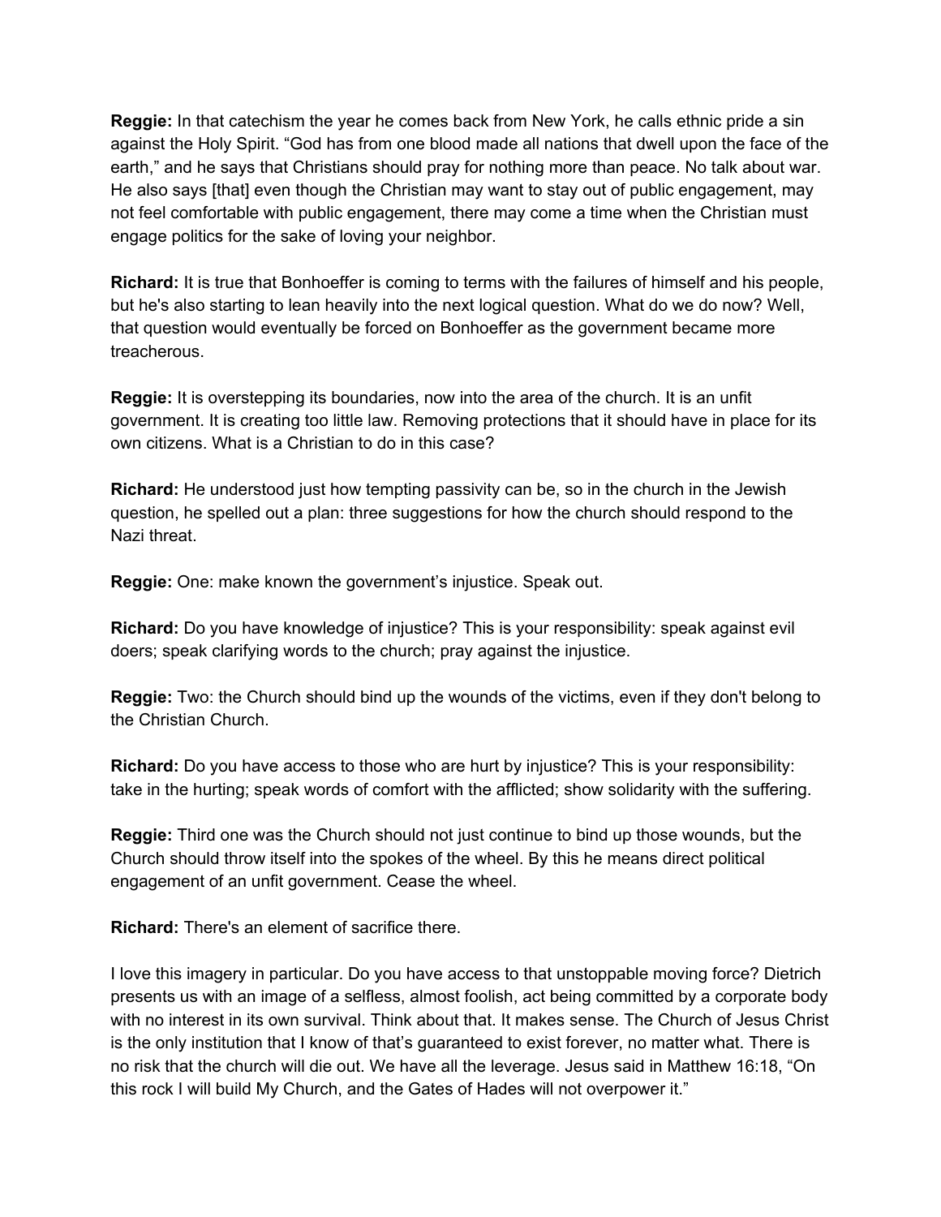**Reggie:** In that catechism the year he comes back from New York, he calls ethnic pride a sin against the Holy Spirit. "God has from one blood made all nations that dwell upon the face of the earth," and he says that Christians should pray for nothing more than peace. No talk about war. He also says [that] even though the Christian may want to stay out of public engagement, may not feel comfortable with public engagement, there may come a time when the Christian must engage politics for the sake of loving your neighbor.

**Richard:** It is true that Bonhoeffer is coming to terms with the failures of himself and his people, but he's also starting to lean heavily into the next logical question. What do we do now? Well, that question would eventually be forced on Bonhoeffer as the government became more treacherous.

**Reggie:** It is overstepping its boundaries, now into the area of the church. It is an unfit government. It is creating too little law. Removing protections that it should have in place for its own citizens. What is a Christian to do in this case?

**Richard:** He understood just how tempting passivity can be, so in the church in the Jewish question, he spelled out a plan: three suggestions for how the church should respond to the Nazi threat.

**Reggie:** One: make known the government's injustice. Speak out.

**Richard:** Do you have knowledge of injustice? This is your responsibility: speak against evil doers; speak clarifying words to the church; pray against the injustice.

**Reggie:** Two: the Church should bind up the wounds of the victims, even if they don't belong to the Christian Church.

**Richard:** Do you have access to those who are hurt by injustice? This is your responsibility: take in the hurting; speak words of comfort with the afflicted; show solidarity with the suffering.

**Reggie:** Third one was the Church should not just continue to bind up those wounds, but the Church should throw itself into the spokes of the wheel. By this he means direct political engagement of an unfit government. Cease the wheel.

**Richard:** There's an element of sacrifice there.

I love this imagery in particular. Do you have access to that unstoppable moving force? Dietrich presents us with an image of a selfless, almost foolish, act being committed by a corporate body with no interest in its own survival. Think about that. It makes sense. The Church of Jesus Christ is the only institution that I know of that's guaranteed to exist forever, no matter what. There is no risk that the church will die out. We have all the leverage. Jesus said in Matthew 16:18, "On this rock I will build My Church, and the Gates of Hades will not overpower it."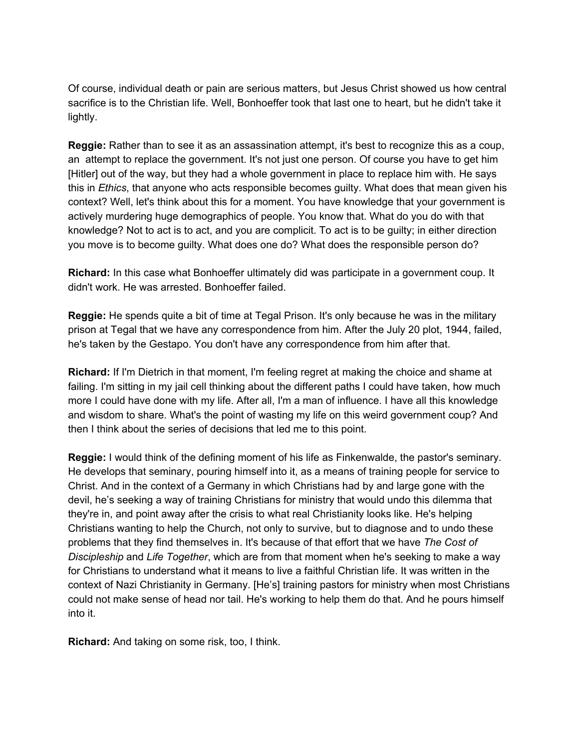Of course, individual death or pain are serious matters, but Jesus Christ showed us how central sacrifice is to the Christian life. Well, Bonhoeffer took that last one to heart, but he didn't take it lightly.

**Reggie:** Rather than to see it as an assassination attempt, it's best to recognize this as a coup, an attempt to replace the government. It's not just one person. Of course you have to get him [Hitler] out of the way, but they had a whole government in place to replace him with. He says this in *Ethics*, that anyone who acts responsible becomes guilty. What does that mean given his context? Well, let's think about this for a moment. You have knowledge that your government is actively murdering huge demographics of people. You know that. What do you do with that knowledge? Not to act is to act, and you are complicit. To act is to be guilty; in either direction you move is to become guilty. What does one do? What does the responsible person do?

**Richard:** In this case what Bonhoeffer ultimately did was participate in a government coup. It didn't work. He was arrested. Bonhoeffer failed.

**Reggie:** He spends quite a bit of time at Tegal Prison. It's only because he was in the military prison at Tegal that we have any correspondence from him. After the July 20 plot, 1944, failed, he's taken by the Gestapo. You don't have any correspondence from him after that.

**Richard:** If I'm Dietrich in that moment, I'm feeling regret at making the choice and shame at failing. I'm sitting in my jail cell thinking about the different paths I could have taken, how much more I could have done with my life. After all, I'm a man of influence. I have all this knowledge and wisdom to share. What's the point of wasting my life on this weird government coup? And then I think about the series of decisions that led me to this point.

**Reggie:** I would think of the defining moment of his life as Finkenwalde, the pastor's seminary. He develops that seminary, pouring himself into it, as a means of training people for service to Christ. And in the context of a Germany in which Christians had by and large gone with the devil, he's seeking a way of training Christians for ministry that would undo this dilemma that they're in, and point away after the crisis to what real Christianity looks like. He's helping Christians wanting to help the Church, not only to survive, but to diagnose and to undo these problems that they find themselves in. It's because of that effort that we have *The Cost of Discipleship* and *Life Together*, which are from that moment when he's seeking to make a way for Christians to understand what it means to live a faithful Christian life. It was written in the context of Nazi Christianity in Germany. [He's] training pastors for ministry when most Christians could not make sense of head nor tail. He's working to help them do that. And he pours himself into it.

**Richard:** And taking on some risk, too, I think.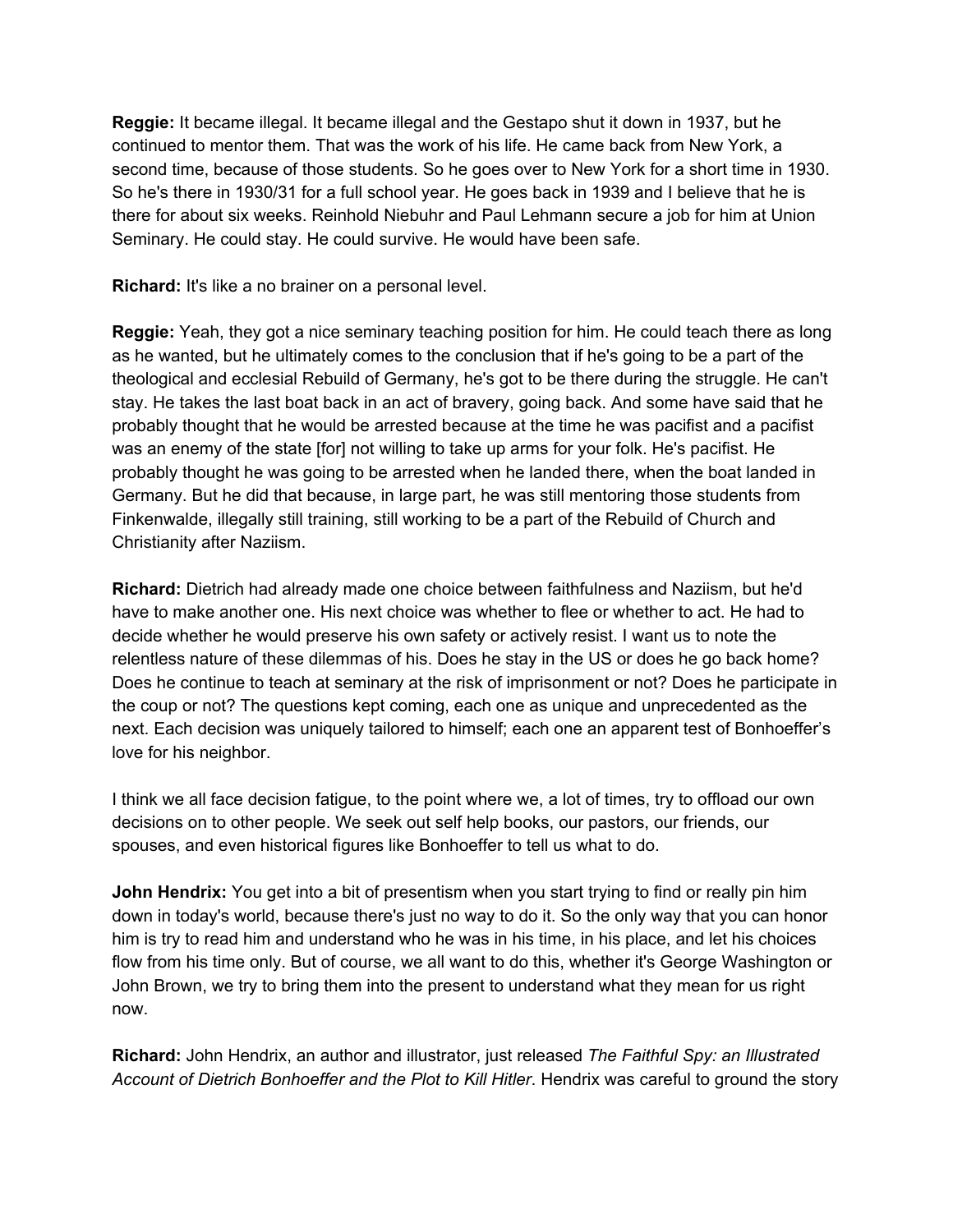**Reggie:** It became illegal. It became illegal and the Gestapo shut it down in 1937, but he continued to mentor them. That was the work of his life. He came back from New York, a second time, because of those students. So he goes over to New York for a short time in 1930. So he's there in 1930/31 for a full school year. He goes back in 1939 and I believe that he is there for about six weeks. Reinhold Niebuhr and Paul Lehmann secure a job for him at Union Seminary. He could stay. He could survive. He would have been safe.

**Richard:** It's like a no brainer on a personal level.

**Reggie:** Yeah, they got a nice seminary teaching position for him. He could teach there as long as he wanted, but he ultimately comes to the conclusion that if he's going to be a part of the theological and ecclesial Rebuild of Germany, he's got to be there during the struggle. He can't stay. He takes the last boat back in an act of bravery, going back. And some have said that he probably thought that he would be arrested because at the time he was pacifist and a pacifist was an enemy of the state [for] not willing to take up arms for your folk. He's pacifist. He probably thought he was going to be arrested when he landed there, when the boat landed in Germany. But he did that because, in large part, he was still mentoring those students from Finkenwalde, illegally still training, still working to be a part of the Rebuild of Church and Christianity after Naziism.

**Richard:** Dietrich had already made one choice between faithfulness and Naziism, but he'd have to make another one. His next choice was whether to flee or whether to act. He had to decide whether he would preserve his own safety or actively resist. I want us to note the relentless nature of these dilemmas of his. Does he stay in the US or does he go back home? Does he continue to teach at seminary at the risk of imprisonment or not? Does he participate in the coup or not? The questions kept coming, each one as unique and unprecedented as the next. Each decision was uniquely tailored to himself; each one an apparent test of Bonhoeffer's love for his neighbor.

I think we all face decision fatigue, to the point where we, a lot of times, try to offload our own decisions on to other people. We seek out self help books, our pastors, our friends, our spouses, and even historical figures like Bonhoeffer to tell us what to do.

**John Hendrix:** You get into a bit of presentism when you start trying to find or really pin him down in today's world, because there's just no way to do it. So the only way that you can honor him is try to read him and understand who he was in his time, in his place, and let his choices flow from his time only. But of course, we all want to do this, whether it's George Washington or John Brown, we try to bring them into the present to understand what they mean for us right now.

**Richard:** John Hendrix, an author and illustrator, just released *The Faithful Spy: an Illustrated Account of Dietrich Bonhoeffer and the Plot to Kill Hitler*. Hendrix was careful to ground the story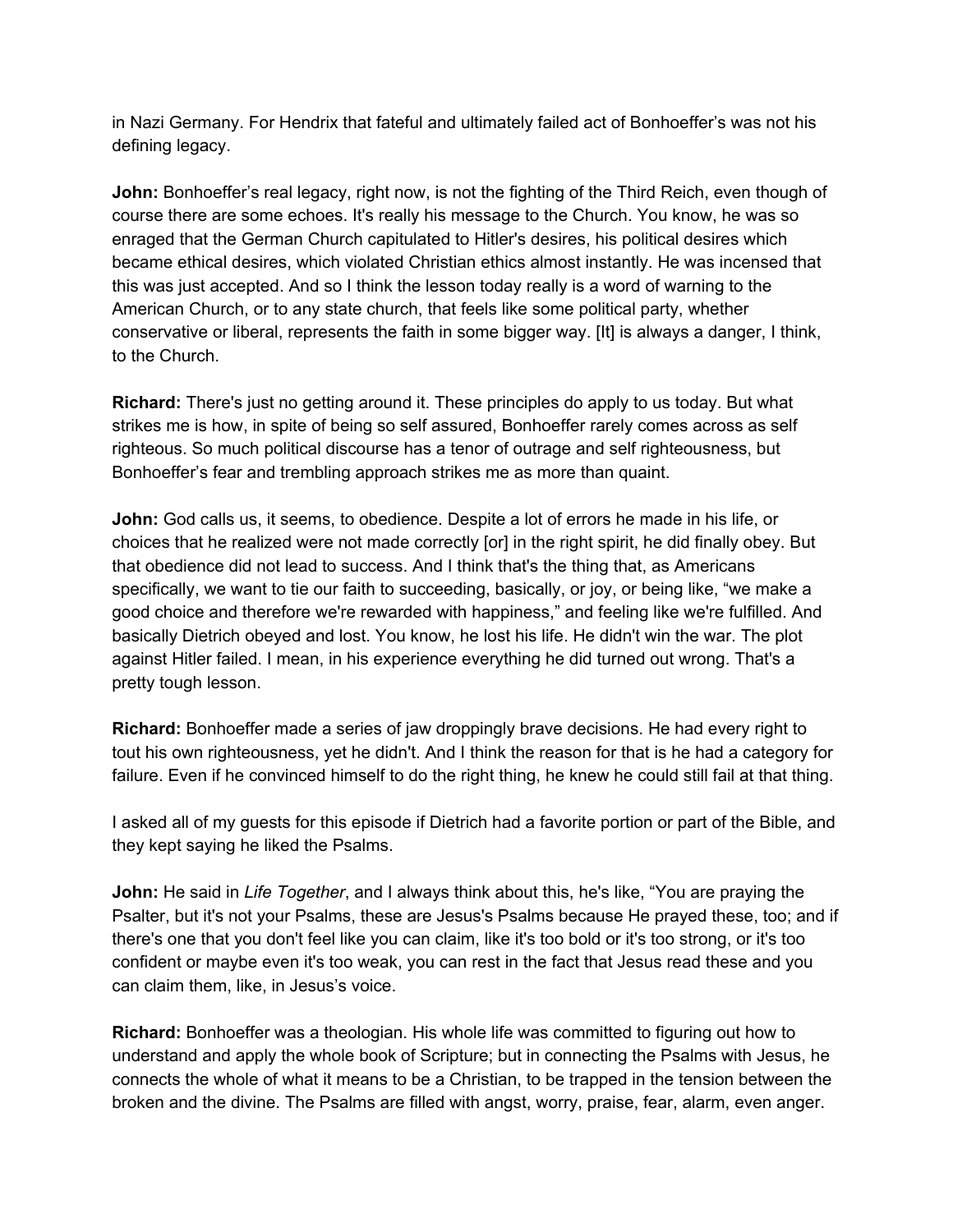in Nazi Germany. For Hendrix that fateful and ultimately failed act of Bonhoeffer's was not his defining legacy.

**John:** Bonhoeffer's real legacy, right now, is not the fighting of the Third Reich, even though of course there are some echoes. It's really his message to the Church. You know, he was so enraged that the German Church capitulated to Hitler's desires, his political desires which became ethical desires, which violated Christian ethics almost instantly. He was incensed that this was just accepted. And so I think the lesson today really is a word of warning to the American Church, or to any state church, that feels like some political party, whether conservative or liberal, represents the faith in some bigger way. [It] is always a danger, I think, to the Church.

**Richard:** There's just no getting around it. These principles do apply to us today. But what strikes me is how, in spite of being so self assured, Bonhoeffer rarely comes across as self righteous. So much political discourse has a tenor of outrage and self righteousness, but Bonhoeffer's fear and trembling approach strikes me as more than quaint.

**John:** God calls us, it seems, to obedience. Despite a lot of errors he made in his life, or choices that he realized were not made correctly [or] in the right spirit, he did finally obey. But that obedience did not lead to success. And I think that's the thing that, as Americans specifically, we want to tie our faith to succeeding, basically, or joy, or being like, "we make a good choice and therefore we're rewarded with happiness," and feeling like we're fulfilled. And basically Dietrich obeyed and lost. You know, he lost his life. He didn't win the war. The plot against Hitler failed. I mean, in his experience everything he did turned out wrong. That's a pretty tough lesson.

**Richard:** Bonhoeffer made a series of jaw droppingly brave decisions. He had every right to tout his own righteousness, yet he didn't. And I think the reason for that is he had a category for failure. Even if he convinced himself to do the right thing, he knew he could still fail at that thing.

I asked all of my guests for this episode if Dietrich had a favorite portion or part of the Bible, and they kept saying he liked the Psalms.

**John:** He said in *Life Together*, and I always think about this, he's like, "You are praying the Psalter, but it's not your Psalms, these are Jesus's Psalms because He prayed these, too; and if there's one that you don't feel like you can claim, like it's too bold or it's too strong, or it's too confident or maybe even it's too weak, you can rest in the fact that Jesus read these and you can claim them, like, in Jesus's voice.

**Richard:** Bonhoeffer was a theologian. His whole life was committed to figuring out how to understand and apply the whole book of Scripture; but in connecting the Psalms with Jesus, he connects the whole of what it means to be a Christian, to be trapped in the tension between the broken and the divine. The Psalms are filled with angst, worry, praise, fear, alarm, even anger.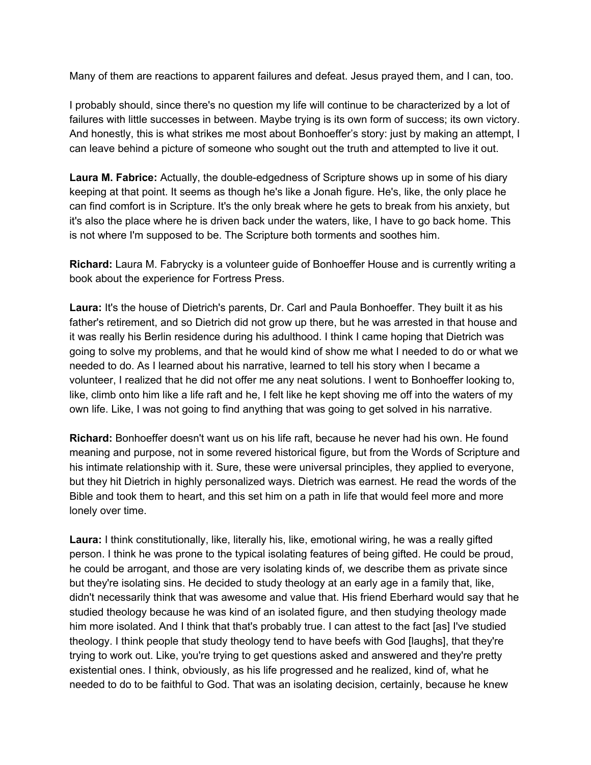Many of them are reactions to apparent failures and defeat. Jesus prayed them, and I can, too.

I probably should, since there's no question my life will continue to be characterized by a lot of failures with little successes in between. Maybe trying is its own form of success; its own victory. And honestly, this is what strikes me most about Bonhoeffer's story: just by making an attempt, I can leave behind a picture of someone who sought out the truth and attempted to live it out.

**Laura M. Fabrice:** Actually, the double-edgedness of Scripture shows up in some of his diary keeping at that point. It seems as though he's like a Jonah figure. He's, like, the only place he can find comfort is in Scripture. It's the only break where he gets to break from his anxiety, but it's also the place where he is driven back under the waters, like, I have to go back home. This is not where I'm supposed to be. The Scripture both torments and soothes him.

**Richard:** Laura M. Fabrycky is a volunteer guide of Bonhoeffer House and is currently writing a book about the experience for Fortress Press.

**Laura:** It's the house of Dietrich's parents, Dr. Carl and Paula Bonhoeffer. They built it as his father's retirement, and so Dietrich did not grow up there, but he was arrested in that house and it was really his Berlin residence during his adulthood. I think I came hoping that Dietrich was going to solve my problems, and that he would kind of show me what I needed to do or what we needed to do. As I learned about his narrative, learned to tell his story when I became a volunteer, I realized that he did not offer me any neat solutions. I went to Bonhoeffer looking to, like, climb onto him like a life raft and he, I felt like he kept shoving me off into the waters of my own life. Like, I was not going to find anything that was going to get solved in his narrative.

**Richard:** Bonhoeffer doesn't want us on his life raft, because he never had his own. He found meaning and purpose, not in some revered historical figure, but from the Words of Scripture and his intimate relationship with it. Sure, these were universal principles, they applied to everyone, but they hit Dietrich in highly personalized ways. Dietrich was earnest. He read the words of the Bible and took them to heart, and this set him on a path in life that would feel more and more lonely over time.

**Laura:** I think constitutionally, like, literally his, like, emotional wiring, he was a really gifted person. I think he was prone to the typical isolating features of being gifted. He could be proud, he could be arrogant, and those are very isolating kinds of, we describe them as private since but they're isolating sins. He decided to study theology at an early age in a family that, like, didn't necessarily think that was awesome and value that. His friend Eberhard would say that he studied theology because he was kind of an isolated figure, and then studying theology made him more isolated. And I think that that's probably true. I can attest to the fact [as] I've studied theology. I think people that study theology tend to have beefs with God [laughs], that they're trying to work out. Like, you're trying to get questions asked and answered and they're pretty existential ones. I think, obviously, as his life progressed and he realized, kind of, what he needed to do to be faithful to God. That was an isolating decision, certainly, because he knew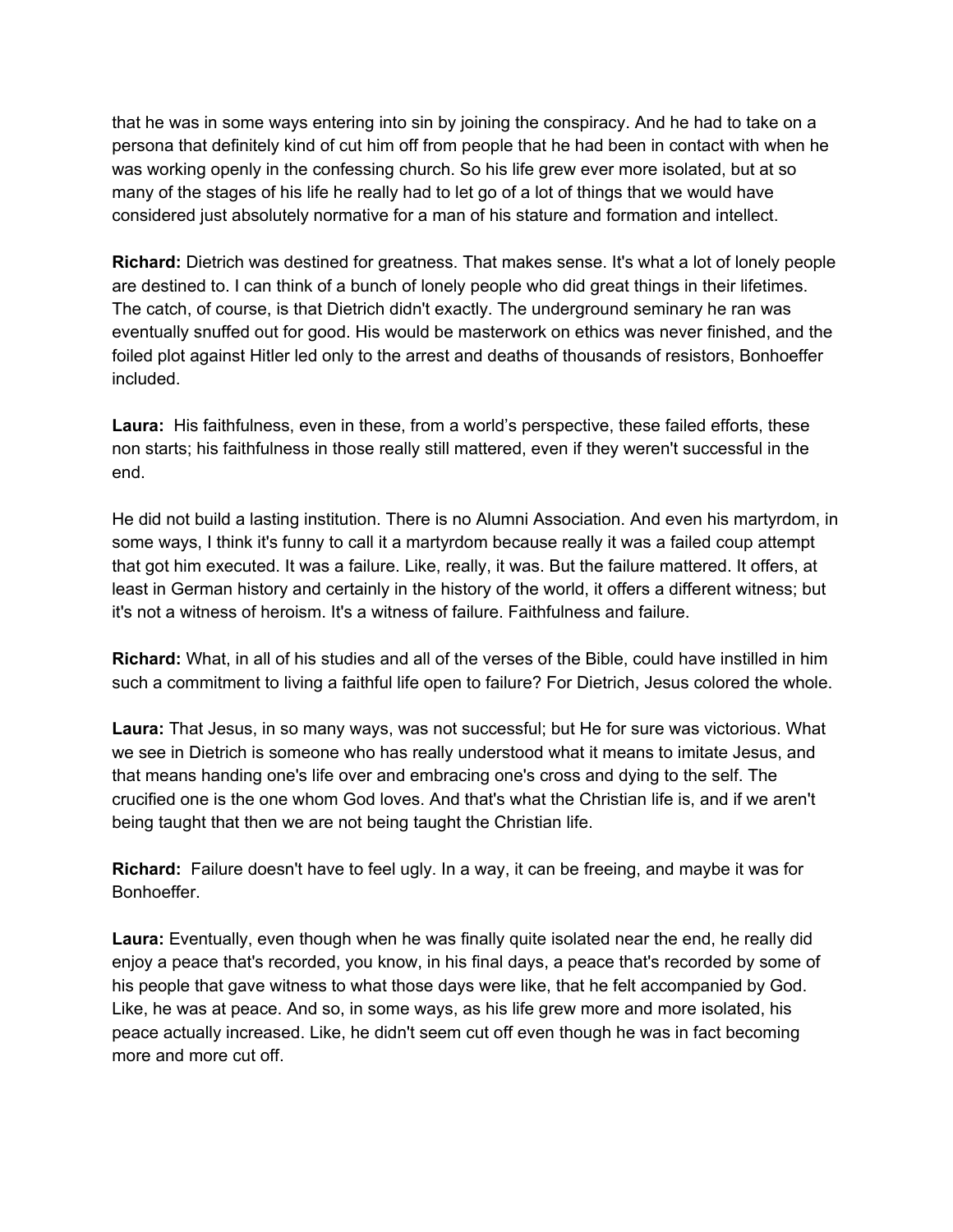that he was in some ways entering into sin by joining the conspiracy. And he had to take on a persona that definitely kind of cut him off from people that he had been in contact with when he was working openly in the confessing church. So his life grew ever more isolated, but at so many of the stages of his life he really had to let go of a lot of things that we would have considered just absolutely normative for a man of his stature and formation and intellect.

**Richard:** Dietrich was destined for greatness. That makes sense. It's what a lot of lonely people are destined to. I can think of a bunch of lonely people who did great things in their lifetimes. The catch, of course, is that Dietrich didn't exactly. The underground seminary he ran was eventually snuffed out for good. His would be masterwork on ethics was never finished, and the foiled plot against Hitler led only to the arrest and deaths of thousands of resistors, Bonhoeffer included.

**Laura:** His faithfulness, even in these, from a world's perspective, these failed efforts, these non starts; his faithfulness in those really still mattered, even if they weren't successful in the end.

He did not build a lasting institution. There is no Alumni Association. And even his martyrdom, in some ways, I think it's funny to call it a martyrdom because really it was a failed coup attempt that got him executed. It was a failure. Like, really, it was. But the failure mattered. It offers, at least in German history and certainly in the history of the world, it offers a different witness; but it's not a witness of heroism. It's a witness of failure. Faithfulness and failure.

**Richard:** What, in all of his studies and all of the verses of the Bible, could have instilled in him such a commitment to living a faithful life open to failure? For Dietrich, Jesus colored the whole.

**Laura:** That Jesus, in so many ways, was not successful; but He for sure was victorious. What we see in Dietrich is someone who has really understood what it means to imitate Jesus, and that means handing one's life over and embracing one's cross and dying to the self. The crucified one is the one whom God loves. And that's what the Christian life is, and if we aren't being taught that then we are not being taught the Christian life.

**Richard:** Failure doesn't have to feel ugly. In a way, it can be freeing, and maybe it was for Bonhoeffer.

**Laura:** Eventually, even though when he was finally quite isolated near the end, he really did enjoy a peace that's recorded, you know, in his final days, a peace that's recorded by some of his people that gave witness to what those days were like, that he felt accompanied by God. Like, he was at peace. And so, in some ways, as his life grew more and more isolated, his peace actually increased. Like, he didn't seem cut off even though he was in fact becoming more and more cut off.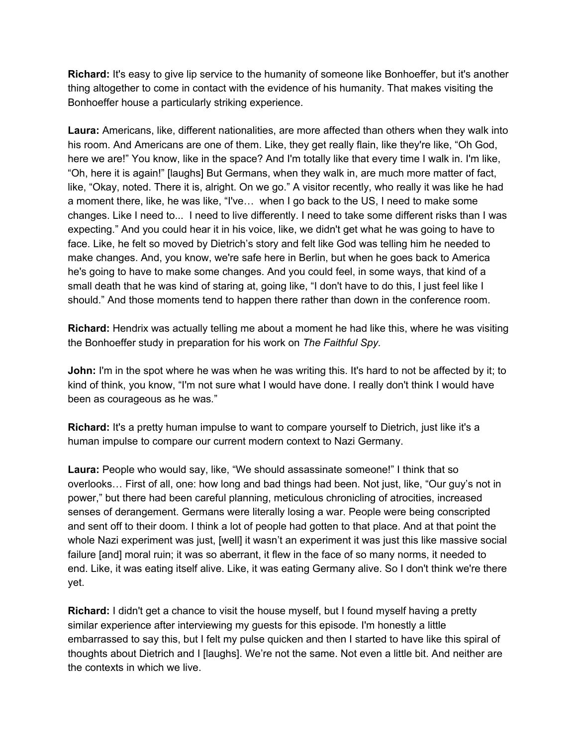**Richard:** It's easy to give lip service to the humanity of someone like Bonhoeffer, but it's another thing altogether to come in contact with the evidence of his humanity. That makes visiting the Bonhoeffer house a particularly striking experience.

**Laura:** Americans, like, different nationalities, are more affected than others when they walk into his room. And Americans are one of them. Like, they get really flain, like they're like, "Oh God, here we are!" You know, like in the space? And I'm totally like that every time I walk in. I'm like, "Oh, here it is again!" [laughs] But Germans, when they walk in, are much more matter of fact, like, "Okay, noted. There it is, alright. On we go." A visitor recently, who really it was like he had a moment there, like, he was like, "I've… when I go back to the US, I need to make some changes. Like I need to... I need to live differently. I need to take some different risks than I was expecting." And you could hear it in his voice, like, we didn't get what he was going to have to face. Like, he felt so moved by Dietrich's story and felt like God was telling him he needed to make changes. And, you know, we're safe here in Berlin, but when he goes back to America he's going to have to make some changes. And you could feel, in some ways, that kind of a small death that he was kind of staring at, going like, "I don't have to do this, I just feel like I should." And those moments tend to happen there rather than down in the conference room.

**Richard:** Hendrix was actually telling me about a moment he had like this, where he was visiting the Bonhoeffer study in preparation for his work on *The Faithful Spy.*

**John:** I'm in the spot where he was when he was writing this. It's hard to not be affected by it; to kind of think, you know, "I'm not sure what I would have done. I really don't think I would have been as courageous as he was."

**Richard:** It's a pretty human impulse to want to compare yourself to Dietrich, just like it's a human impulse to compare our current modern context to Nazi Germany.

**Laura:** People who would say, like, "We should assassinate someone!" I think that so overlooks… First of all, one: how long and bad things had been. Not just, like, "Our guy's not in power," but there had been careful planning, meticulous chronicling of atrocities, increased senses of derangement. Germans were literally losing a war. People were being conscripted and sent off to their doom. I think a lot of people had gotten to that place. And at that point the whole Nazi experiment was just, [well] it wasn't an experiment it was just this like massive social failure [and] moral ruin; it was so aberrant, it flew in the face of so many norms, it needed to end. Like, it was eating itself alive. Like, it was eating Germany alive. So I don't think we're there yet.

**Richard:** I didn't get a chance to visit the house myself, but I found myself having a pretty similar experience after interviewing my guests for this episode. I'm honestly a little embarrassed to say this, but I felt my pulse quicken and then I started to have like this spiral of thoughts about Dietrich and I [laughs]. We're not the same. Not even a little bit. And neither are the contexts in which we live.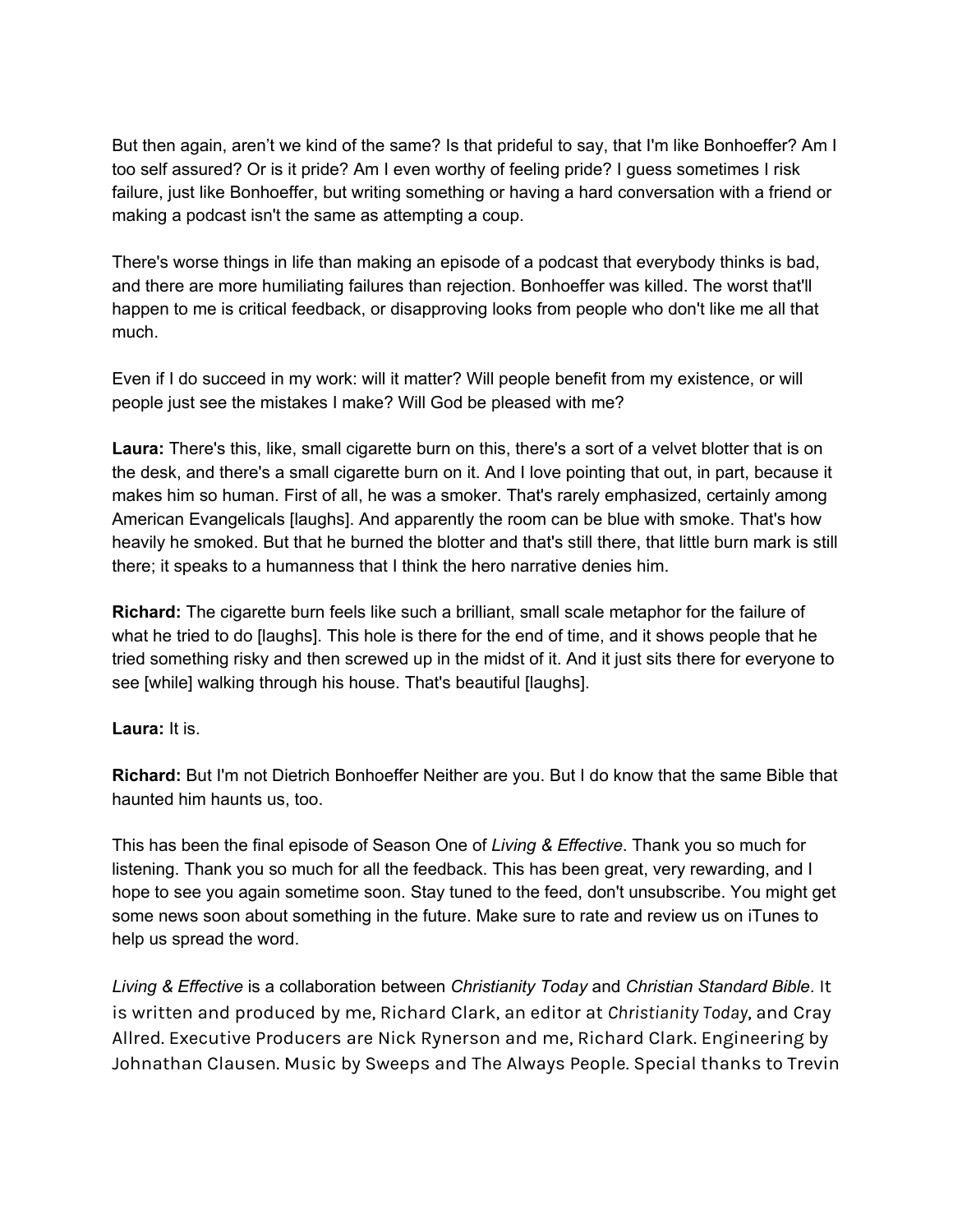But then again, aren't we kind of the same? Is that prideful to say, that I'm like Bonhoeffer? Am I too self assured? Or is it pride? Am I even worthy of feeling pride? I guess sometimes I risk failure, just like Bonhoeffer, but writing something or having a hard conversation with a friend or making a podcast isn't the same as attempting a coup.

There's worse things in life than making an episode of a podcast that everybody thinks is bad, and there are more humiliating failures than rejection. Bonhoeffer was killed. The worst that'll happen to me is critical feedback, or disapproving looks from people who don't like me all that much.

Even if I do succeed in my work: will it matter? Will people benefit from my existence, or will people just see the mistakes I make? Will God be pleased with me?

**Laura:** There's this, like, small cigarette burn on this, there's a sort of a velvet blotter that is on the desk, and there's a small cigarette burn on it. And I love pointing that out, in part, because it makes him so human. First of all, he was a smoker. That's rarely emphasized, certainly among American Evangelicals [laughs]. And apparently the room can be blue with smoke. That's how heavily he smoked. But that he burned the blotter and that's still there, that little burn mark is still there; it speaks to a humanness that I think the hero narrative denies him.

**Richard:** The cigarette burn feels like such a brilliant, small scale metaphor for the failure of what he tried to do [laughs]. This hole is there for the end of time, and it shows people that he tried something risky and then screwed up in the midst of it. And it just sits there for everyone to see [while] walking through his house. That's beautiful [laughs].

**Laura:** It is.

**Richard:** But I'm not Dietrich Bonhoeffer Neither are you. But I do know that the same Bible that haunted him haunts us, too.

This has been the final episode of Season One of *Living & Effective*. Thank you so much for listening. Thank you so much for all the feedback. This has been great, very rewarding, and I hope to see you again sometime soon. Stay tuned to the feed, don't unsubscribe. You might get some news soon about something in the future. Make sure to rate and review us on iTunes to help us spread the word.

*Living & Effective* is a collaboration between *Christianity Today* and *Christian Standard Bible*. It is written and produced by me, Richard Clark, an editor at *Christianity Today*, and Cray Allred. Executive Producers are Nick Rynerson and me, Richard Clark. Engineering by Johnathan Clausen. Music by Sweeps and The Always People. Special thanks to Trevin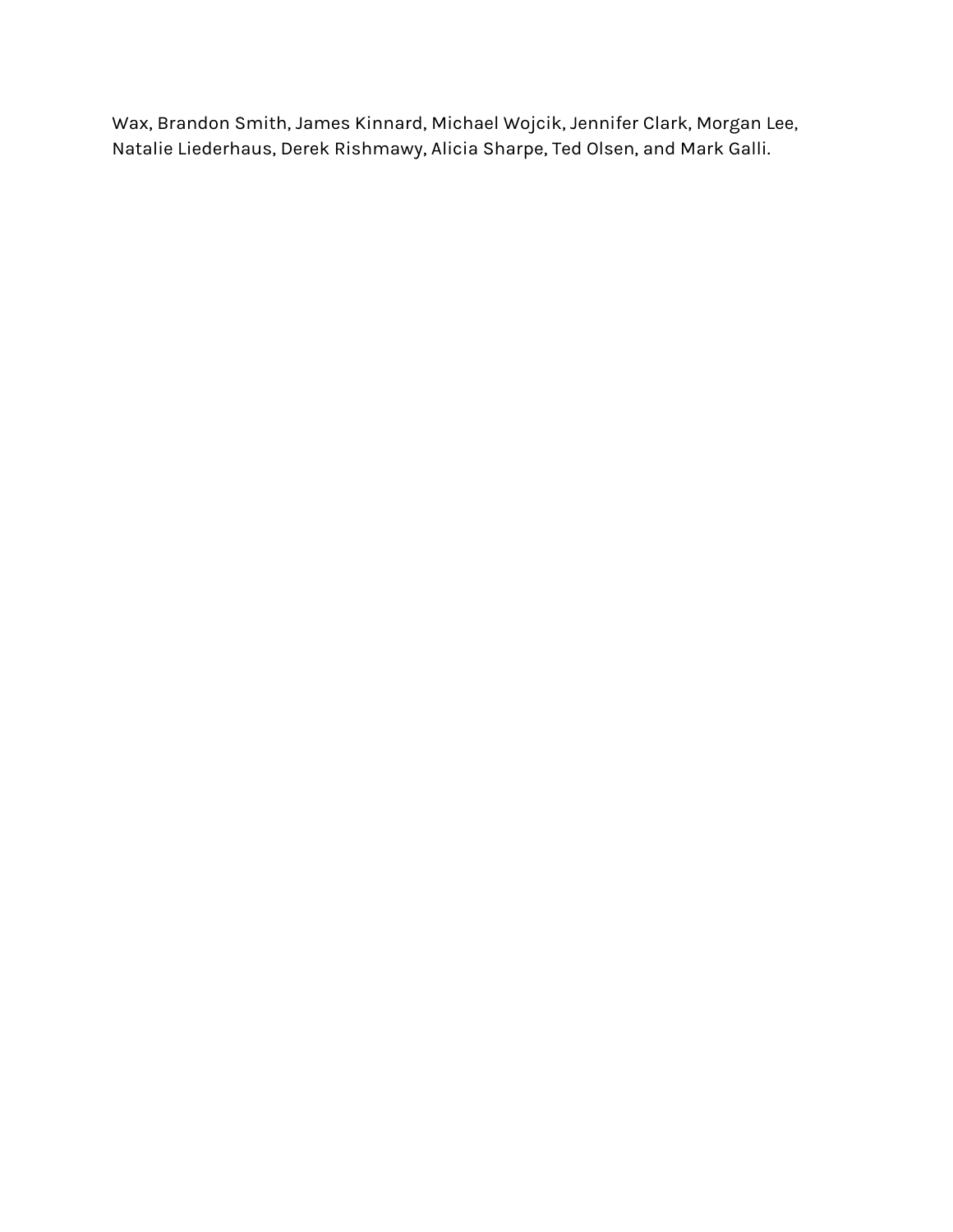Wax, Brandon Smith, James Kinnard, Michael Wojcik, Jennifer Clark, Morgan Lee, Natalie Liederhaus, Derek Rishmawy, Alicia Sharpe, Ted Olsen, and Mark Galli.